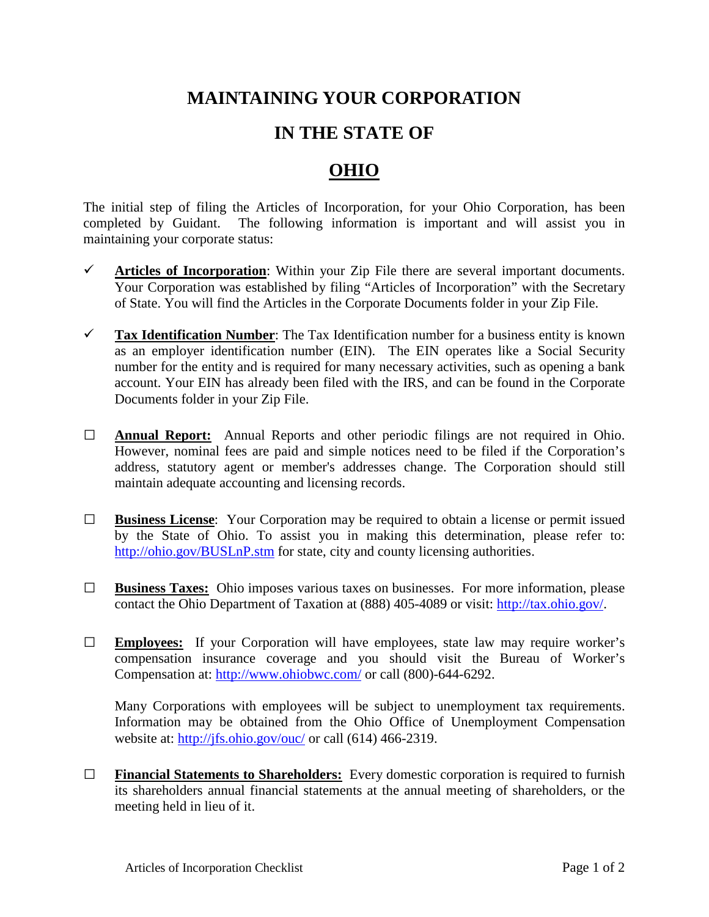# MAINTAINING YOUR CORPORATION

# IN THE STATE OF

# OHIO

The initial step of filing the Articles of Incorporation, for your Ohio Corporation, has been completed by Guidant. The following information is important and will assist you in maintaining your corporate status:

- ✓ **Articles of Incorporation**: Within your Zip File there are several important documents. Your Corporation was established by filing "Articles of Incorporation" with the Secretary of State. You will find the Articles in the Corporate Documents folder in your Zip File.

- ✓ **Tax Identification Number**: The Tax Identification number for a business entity is known as an employer identification number (EIN). The EIN operates like a Social Security number for the entity and is required for many necessary activities, such as opening a bank account. Your EIN has already been filed with the IRS, and can be found in the Corporate Documents folder in your Zip File.

- ☐ **Annual Report:** Annual Reports and other periodic filings are not required in Ohio. However, nominal fees are paid and simple notices need to be filed if the Corporation's address, statutory agent or member's addresses change. The Corporation should still maintain adequate accounting and licensing records.

- ☐ **Business License**: Your Corporation may be required to obtain a license or permit issued by the State of Ohio. To assist you in making this determination, please refer to: http://ohio.gov/BUSLnP.stm for state, city and county licensing authorities.

- ☐ **Business Taxes:** Ohio imposes various taxes on businesses. For more information, please contact the Ohio Department of Taxation at (888) 405-4089 or visit: http://tax.ohio.gov/.

- ☐ **Employees:** If your Corporation will have employees, state law may require worker's compensation insurance coverage and you should visit the Bureau of Worker's Compensation at: http://www.ohiobwc.com/ or call (800)-644-6292.

  Many Corporations with employees will be subject to unemployment tax requirements. Information may be obtained from the Ohio Office of Unemployment Compensation website at: http://jfs.ohio.gov/ouc/ or call (614) 466-2319.

- ☐ **Financial Statements to Shareholders:** Every domestic corporation is required to furnish its shareholders annual financial statements at the annual meeting of shareholders, or the meeting held in lieu of it.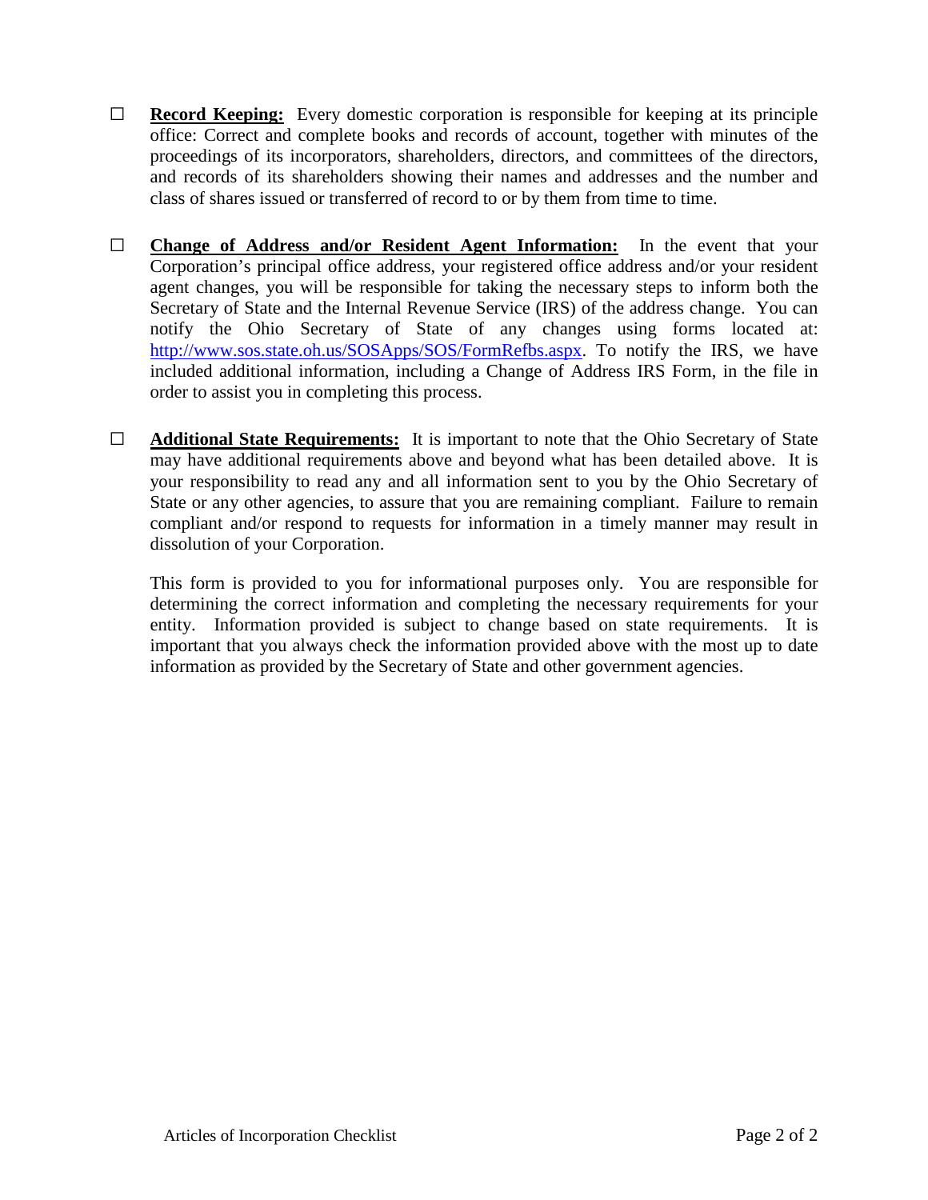- ☐ **Record Keeping:** Every domestic corporation is responsible for keeping at its principle office: Correct and complete books and records of account, together with minutes of the proceedings of its incorporators, shareholders, directors, and committees of the directors, and records of its shareholders showing their names and addresses and the number and class of shares issued or transferred of record to or by them from time to time.

- ☐ **Change of Address and/or Resident Agent Information:** In the event that your Corporation's principal office address, your registered office address and/or your resident agent changes, you will be responsible for taking the necessary steps to inform both the Secretary of State and the Internal Revenue Service (IRS) of the address change. You can notify the Ohio Secretary of State of any changes using forms located at: http://www.sos.state.oh.us/SOSApps/SOS/FormRefbs.aspx. To notify the IRS, we have included additional information, including a Change of Address IRS Form, in the file in order to assist you in completing this process.

- ☐ **Additional State Requirements:** It is important to note that the Ohio Secretary of State may have additional requirements above and beyond what has been detailed above. It is your responsibility to read any and all information sent to you by the Ohio Secretary of State or any other agencies, to assure that you are remaining compliant. Failure to remain compliant and/or respond to requests for information in a timely manner may result in dissolution of your Corporation.

This form is provided to you for informational purposes only. You are responsible for determining the correct information and completing the necessary requirements for your entity. Information provided is subject to change based on state requirements. It is important that you always check the information provided above with the most up to date information as provided by the Secretary of State and other government agencies.